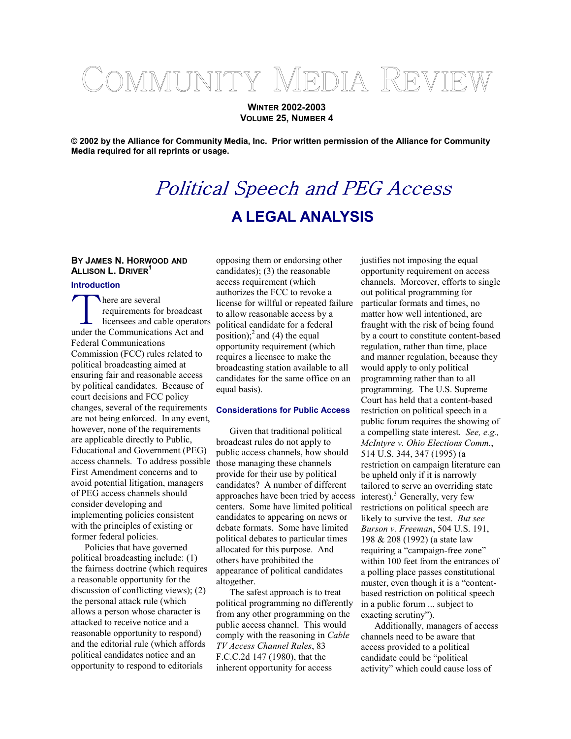# COMMUNITY MEDIA REVIEW

**WINTER 2002-2003**
**VOLUME 25, NUMBER 4**

**© 2002 by the Alliance for Community Media, Inc. Prior written permission of the Alliance for Community Media required for all reprints or usage.**

# *Political Speech and PEG Access*

## A LEGAL ANALYSIS

**BY JAMES N. HORWOOD AND ALLISON L. DRIVER[1]**

### Introduction

There are several requirements for broadcast licensees and cable operators under the Communications Act and Federal Communications Commission (FCC) rules related to political broadcasting aimed at ensuring fair and reasonable access by political candidates. Because of court decisions and FCC policy changes, several of the requirements are not being enforced. In any event, however, none of the requirements are applicable directly to Public, Educational and Government (PEG) access channels. To address possible First Amendment concerns and to avoid potential litigation, managers of PEG access channels should consider developing and implementing policies consistent with the principles of existing or former federal policies.

Policies that have governed political broadcasting include: (1) the fairness doctrine (which requires a reasonable opportunity for the discussion of conflicting views); (2) the personal attack rule (which allows a person whose character is attacked to receive notice and a reasonable opportunity to respond) and the editorial rule (which affords political candidates notice and an opportunity to respond to editorials opposing them or endorsing other candidates); (3) the reasonable access requirement (which authorizes the FCC to revoke a license for willful or repeated failure to allow reasonable access by a political candidate for a federal position);[2] and (4) the equal opportunity requirement (which requires a licensee to make the broadcasting station available to all candidates for the same office on an equal basis).

### Considerations for Public Access

Given that traditional political broadcast rules do not apply to public access channels, how should those managing these channels provide for their use by political candidates? A number of different approaches have been tried by access centers. Some have limited political candidates to appearing on news or debate formats. Some have limited political debates to particular times allocated for this purpose. And others have prohibited the appearance of political candidates altogether.

The safest approach is to treat political programming no differently from any other programming on the public access channel. This would comply with the reasoning in *Cable TV Access Channel Rules*, 83 F.C.C.2d 147 (1980), that the inherent opportunity for access justifies not imposing the equal opportunity requirement on access channels. Moreover, efforts to single out political programming for particular formats and times, no matter how well intentioned, are fraught with the risk of being found by a court to constitute content-based regulation, rather than time, place and manner regulation, because they would apply to only political programming rather than to all programming. The U.S. Supreme Court has held that a content-based restriction on political speech in a public forum requires the showing of a compelling state interest. *See, e.g., McIntyre v. Ohio Elections Comm.*, 514 U.S. 344, 347 (1995) (a restriction on campaign literature can be upheld only if it is narrowly tailored to serve an overriding state interest).[3] Generally, very few restrictions on political speech are likely to survive the test. *But see Burson v. Freeman*, 504 U.S. 191, 198 & 208 (1992) (a state law requiring a "campaign-free zone" within 100 feet from the entrances of a polling place passes constitutional muster, even though it is a "content-based restriction on political speech in a public forum ... subject to exacting scrutiny").

Additionally, managers of access channels need to be aware that access provided to a political candidate could be "political activity" which could cause loss of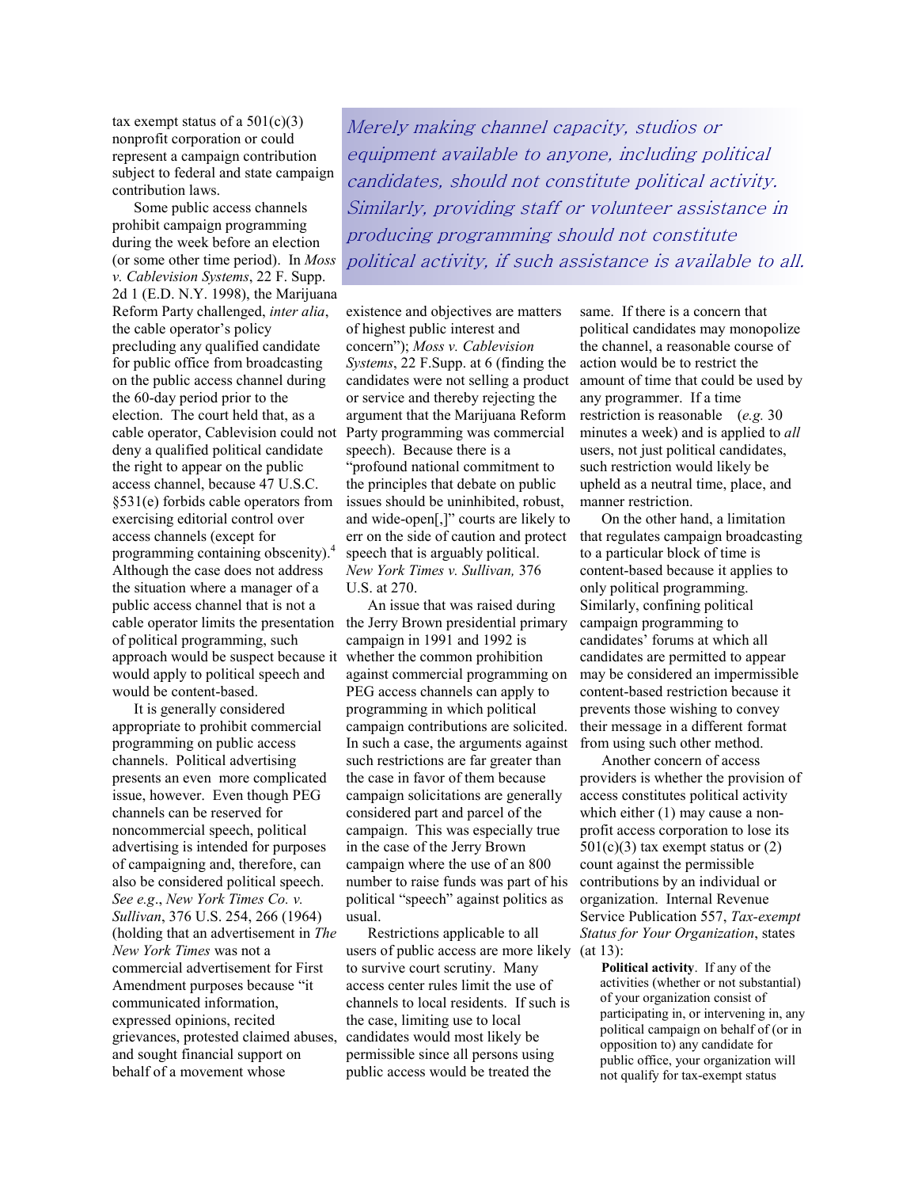tax exempt status of a 501(c)(3) nonprofit corporation or could represent a campaign contribution subject to federal and state campaign contribution laws.

> *Merely making channel capacity, studios or equipment available to anyone, including political candidates, should not constitute political activity. Similarly, providing staff or volunteer assistance in producing programming should not constitute political activity, if such assistance is available to all.*

Some public access channels prohibit campaign programming during the week before an election (or some other time period). In *Moss v. Cablevision Systems*, 22 F. Supp. 2d 1 (E.D. N.Y. 1998), the Marijuana Reform Party challenged, *inter alia*, the cable operator's policy precluding any qualified candidate for public office from broadcasting on the public access channel during the 60-day period prior to the election. The court held that, as a cable operator, Cablevision could not deny a qualified political candidate the right to appear on the public access channel, because 47 U.S.C. §531(e) forbids cable operators from exercising editorial control over access channels (except for programming containing obscenity).[4] Although the case does not address the situation where a manager of a public access channel that is not a cable operator limits the presentation of political programming, such approach would be suspect because it would apply to political speech and would be content-based.

It is generally considered appropriate to prohibit commercial programming on public access channels. Political advertising presents an even more complicated issue, however. Even though PEG channels can be reserved for noncommercial speech, political advertising is intended for purposes of campaigning and, therefore, can also be considered political speech. *See e.g*., *New York Times Co. v. Sullivan*, 376 U.S. 254, 266 (1964) (holding that an advertisement in *The New York Times* was not a commercial advertisement for First Amendment purposes because "it communicated information, expressed opinions, recited grievances, protested claimed abuses, and sought financial support on behalf of a movement whose existence and objectives are matters of highest public interest and concern"); *Moss v. Cablevision Systems*, 22 F.Supp. at 6 (finding the candidates were not selling a product or service and thereby rejecting the argument that the Marijuana Reform Party programming was commercial speech). Because there is a "profound national commitment to the principles that debate on public issues should be uninhibited, robust, and wide-open[,]" courts are likely to err on the side of caution and protect speech that is arguably political. *New York Times v. Sullivan,* 376 U.S. at 270.

An issue that was raised during the Jerry Brown presidential primary campaign in 1991 and 1992 is whether the common prohibition against commercial programming on PEG access channels can apply to programming in which political campaign contributions are solicited. In such a case, the arguments against such restrictions are far greater than the case in favor of them because campaign solicitations are generally considered part and parcel of the campaign. This was especially true in the case of the Jerry Brown campaign where the use of an 800 number to raise funds was part of his political "speech" against politics as usual.

Restrictions applicable to all users of public access are more likely to survive court scrutiny. Many access center rules limit the use of channels to local residents. If such is the case, limiting use to local candidates would most likely be permissible since all persons using public access would be treated the same. If there is a concern that political candidates may monopolize the channel, a reasonable course of action would be to restrict the amount of time that could be used by any programmer. If a time restriction is reasonable (*e.g.* 30 minutes a week) and is applied to *all* users, not just political candidates, such restriction would likely be upheld as a neutral time, place, and manner restriction.

On the other hand, a limitation that regulates campaign broadcasting to a particular block of time is content-based because it applies to only political programming. Similarly, confining political campaign programming to candidates' forums at which all candidates are permitted to appear may be considered an impermissible content-based restriction because it prevents those wishing to convey their message in a different format from using such other method.

Another concern of access providers is whether the provision of access constitutes political activity which either (1) may cause a non-profit access corporation to lose its 501(c)(3) tax exempt status or (2) count against the permissible contributions by an individual or organization. Internal Revenue Service Publication 557, *Tax-exempt Status for Your Organization*, states (at 13):

> **Political activity**. If any of the activities (whether or not substantial) of your organization consist of participating in, or intervening in, any political campaign on behalf of (or in opposition to) any candidate for public office, your organization will not qualify for tax-exempt status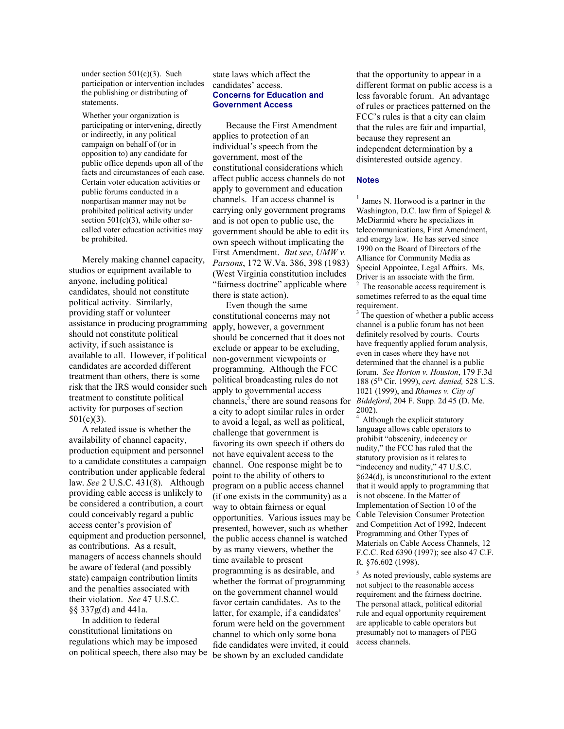> under section 501(c)(3). Such participation or intervention includes the publishing or distributing of statements.
>
> Whether your organization is participating or intervening, directly or indirectly, in any political campaign on behalf of (or in opposition to) any candidate for public office depends upon all of the facts and circumstances of each case. Certain voter education activities or public forums conducted in a nonpartisan manner may not be prohibited political activity under section 501(c)(3), while other so-called voter education activities may be prohibited.

Merely making channel capacity, studios or equipment available to anyone, including political candidates, should not constitute political activity. Similarly, providing staff or volunteer assistance in producing programming should not constitute political activity, if such assistance is available to all. However, if political candidates are accorded different treatment than others, there is some risk that the IRS would consider such treatment to constitute political activity for purposes of section 501(c)(3).

A related issue is whether the availability of channel capacity, production equipment and personnel to a candidate constitutes a campaign contribution under applicable federal law. *See* 2 U.S.C. 431(8). Although providing cable access is unlikely to be considered a contribution, a court could conceivably regard a public access center's provision of equipment and production personnel, as contributions. As a result, managers of access channels should be aware of federal (and possibly state) campaign contribution limits and the penalties associated with their violation. *See* 47 U.S.C. §§ 337g(d) and 441a.

In addition to federal constitutional limitations on regulations which may be imposed on political speech, there also may be state laws which affect the candidates' access.

### Concerns for Education and Government Access

Because the First Amendment applies to protection of an individual's speech from the government, most of the constitutional considerations which affect public access channels do not apply to government and education channels. If an access channel is carrying only government programs and is not open to public use, the government should be able to edit its own speech without implicating the First Amendment. *But see*, *UMW v. Parsons*, 172 W.Va. 386, 398 (1983) (West Virginia constitution includes "fairness doctrine" applicable where there is state action).

Even though the same constitutional concerns may not apply, however, a government should be concerned that it does not exclude or appear to be excluding, non-government viewpoints or programming. Although the FCC political broadcasting rules do not apply to governmental access channels,[5] there are sound reasons for a city to adopt similar rules in order to avoid a legal, as well as political, challenge that government is favoring its own speech if others do not have equivalent access to the channel. One response might be to point to the ability of others to program on a public access channel (if one exists in the community) as a way to obtain fairness or equal opportunities. Various issues may be presented, however, such as whether the public access channel is watched by as many viewers, whether the time available to present programming is as desirable, and whether the format of programming on the government channel would favor certain candidates. As to the latter, for example, if a candidates' forum were held on the government channel to which only some bona fide candidates were invited, it could be shown by an excluded candidate that the opportunity to appear in a different format on public access is a less favorable forum. An advantage of rules or practices patterned on the FCC's rules is that a city can claim that the rules are fair and impartial, because they represent an independent determination by a disinterested outside agency.

### Notes

[1] James N. Horwood is a partner in the Washington, D.C. law firm of Spiegel & McDiarmid where he specializes in telecommunications, First Amendment, and energy law. He has served since 1990 on the Board of Directors of the Alliance for Community Media as Special Appointee, Legal Affairs. Ms. Driver is an associate with the firm.

[2] The reasonable access requirement is sometimes referred to as the equal time requirement.

[3] The question of whether a public access channel is a public forum has not been definitely resolved by courts. Courts have frequently applied forum analysis, even in cases where they have not determined that the channel is a public forum. *See Horton v. Houston*, 179 F.3d 188 (5th Cir. 1999), *cert. denied,* 528 U.S. 1021 (1999), and *Rhames v. City of Biddeford*, 204 F. Supp. 2d 45 (D. Me. 2002).

[4] Although the explicit statutory language allows cable operators to prohibit "obscenity, indecency or nudity," the FCC has ruled that the statutory provision as it relates to "indecency and nudity," 47 U.S.C. §624(d), is unconstitutional to the extent that it would apply to programming that is not obscene. In the Matter of Implementation of Section 10 of the Cable Television Consumer Protection and Competition Act of 1992, Indecent Programming and Other Types of Materials on Cable Access Channels, 12 F.C.C. Rcd 6390 (1997); see also 47 C.F. R. §76.602 (1998).

[5] As noted previously, cable systems are not subject to the reasonable access requirement and the fairness doctrine. The personal attack, political editorial rule and equal opportunity requirement are applicable to cable operators but presumably not to managers of PEG access channels.